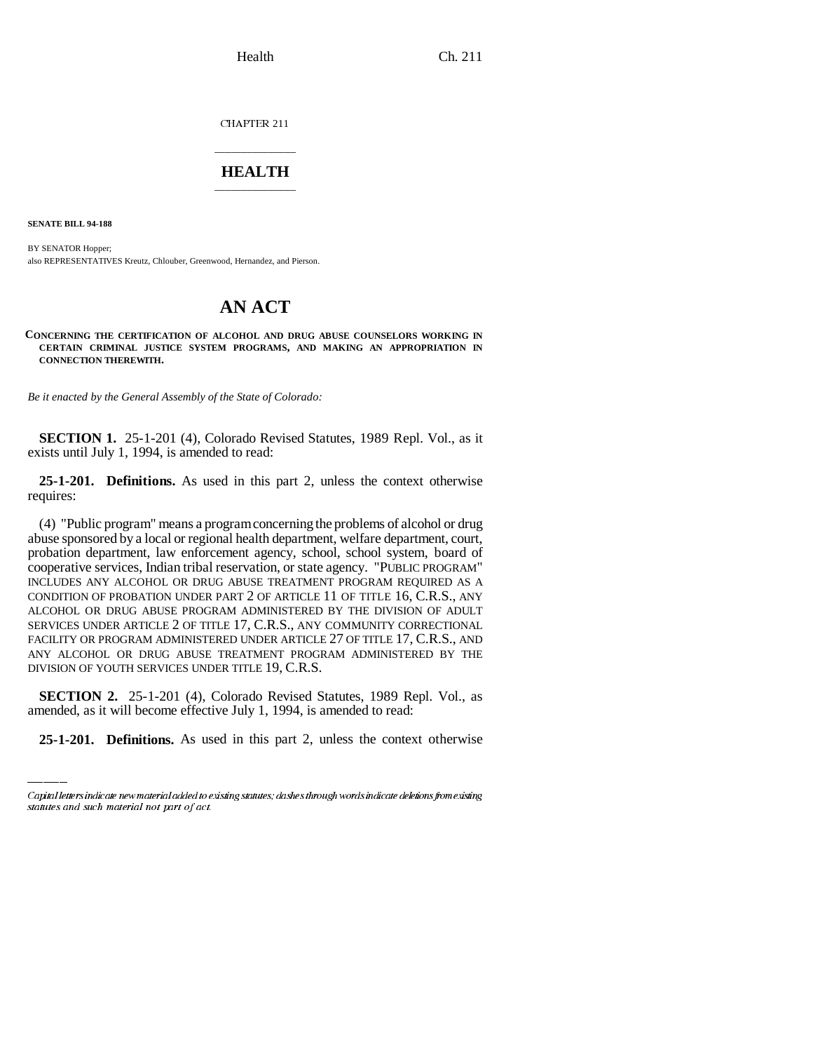CHAPTER 211

# HEALTH

**SENATE BILL 94-188**

BY SENATOR Hopper;
also REPRESENTATIVES Kreutz, Chlouber, Greenwood, Hernandez, and Pierson.

# AN ACT

**CONCERNING THE CERTIFICATION OF ALCOHOL AND DRUG ABUSE COUNSELORS WORKING IN CERTAIN CRIMINAL JUSTICE SYSTEM PROGRAMS, AND MAKING AN APPROPRIATION IN CONNECTION THEREWITH.**

*Be it enacted by the General Assembly of the State of Colorado:*

**SECTION 1.** 25-1-201 (4), Colorado Revised Statutes, 1989 Repl. Vol., as it exists until July 1, 1994, is amended to read:

**25-1-201. Definitions.** As used in this part 2, unless the context otherwise requires:

(4) "Public program" means a program concerning the problems of alcohol or drug abuse sponsored by a local or regional health department, welfare department, court, probation department, law enforcement agency, school, school system, board of cooperative services, Indian tribal reservation, or state agency. "PUBLIC PROGRAM" INCLUDES ANY ALCOHOL OR DRUG ABUSE TREATMENT PROGRAM REQUIRED AS A CONDITION OF PROBATION UNDER PART 2 OF ARTICLE 11 OF TITLE 16, C.R.S., ANY ALCOHOL OR DRUG ABUSE PROGRAM ADMINISTERED BY THE DIVISION OF ADULT SERVICES UNDER ARTICLE 2 OF TITLE 17, C.R.S., ANY COMMUNITY CORRECTIONAL FACILITY OR PROGRAM ADMINISTERED UNDER ARTICLE 27 OF TITLE 17, C.R.S., AND ANY ALCOHOL OR DRUG ABUSE TREATMENT PROGRAM ADMINISTERED BY THE DIVISION OF YOUTH SERVICES UNDER TITLE 19, C.R.S.

**SECTION 2.** 25-1-201 (4), Colorado Revised Statutes, 1989 Repl. Vol., as amended, as it will become effective July 1, 1994, is amended to read:

**25-1-201. Definitions.** As used in this part 2, unless the context otherwise

Capital letters indicate new material added to existing statutes; dashes through words indicate deletions from existing statutes and such material not part of act.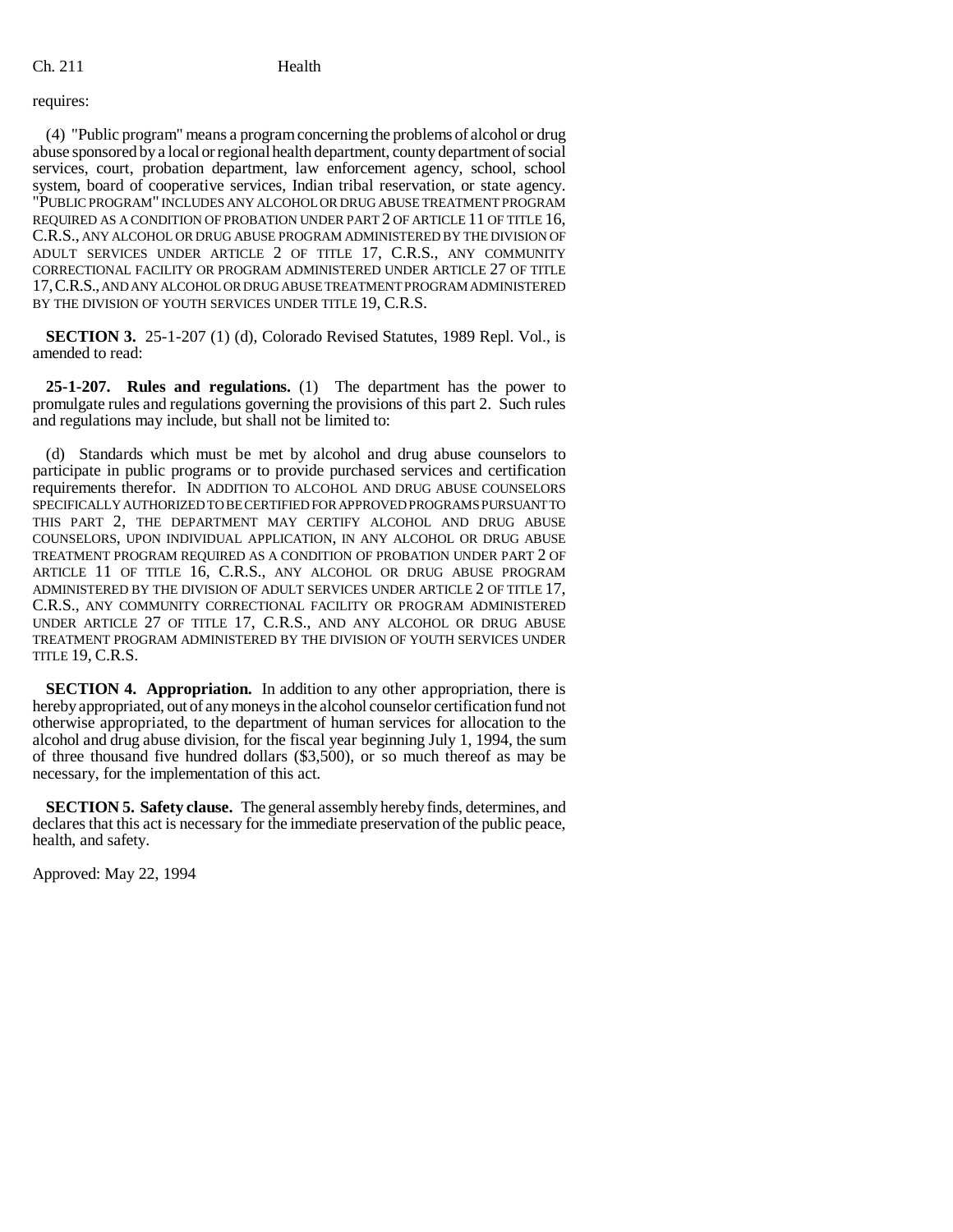requires:

(4) "Public program" means a program concerning the problems of alcohol or drug abuse sponsored by a local or regional health department, county department of social services, court, probation department, law enforcement agency, school, school system, board of cooperative services, Indian tribal reservation, or state agency. "PUBLIC PROGRAM" INCLUDES ANY ALCOHOL OR DRUG ABUSE TREATMENT PROGRAM REQUIRED AS A CONDITION OF PROBATION UNDER PART 2 OF ARTICLE 11 OF TITLE 16, C.R.S., ANY ALCOHOL OR DRUG ABUSE PROGRAM ADMINISTERED BY THE DIVISION OF ADULT SERVICES UNDER ARTICLE 2 OF TITLE 17, C.R.S., ANY COMMUNITY CORRECTIONAL FACILITY OR PROGRAM ADMINISTERED UNDER ARTICLE 27 OF TITLE 17, C.R.S., AND ANY ALCOHOL OR DRUG ABUSE TREATMENT PROGRAM ADMINISTERED BY THE DIVISION OF YOUTH SERVICES UNDER TITLE 19, C.R.S.

**SECTION 3.** 25-1-207 (1) (d), Colorado Revised Statutes, 1989 Repl. Vol., is amended to read:

**25-1-207. Rules and regulations.** (1) The department has the power to promulgate rules and regulations governing the provisions of this part 2. Such rules and regulations may include, but shall not be limited to:

(d) Standards which must be met by alcohol and drug abuse counselors to participate in public programs or to provide purchased services and certification requirements therefor. IN ADDITION TO ALCOHOL AND DRUG ABUSE COUNSELORS SPECIFICALLY AUTHORIZED TO BE CERTIFIED FOR APPROVED PROGRAMS PURSUANT TO THIS PART 2, THE DEPARTMENT MAY CERTIFY ALCOHOL AND DRUG ABUSE COUNSELORS, UPON INDIVIDUAL APPLICATION, IN ANY ALCOHOL OR DRUG ABUSE TREATMENT PROGRAM REQUIRED AS A CONDITION OF PROBATION UNDER PART 2 OF ARTICLE 11 OF TITLE 16, C.R.S., ANY ALCOHOL OR DRUG ABUSE PROGRAM ADMINISTERED BY THE DIVISION OF ADULT SERVICES UNDER ARTICLE 2 OF TITLE 17, C.R.S., ANY COMMUNITY CORRECTIONAL FACILITY OR PROGRAM ADMINISTERED UNDER ARTICLE 27 OF TITLE 17, C.R.S., AND ANY ALCOHOL OR DRUG ABUSE TREATMENT PROGRAM ADMINISTERED BY THE DIVISION OF YOUTH SERVICES UNDER TITLE 19, C.R.S.

**SECTION 4. Appropriation.** In addition to any other appropriation, there is hereby appropriated, out of any moneys in the alcohol counselor certification fund not otherwise appropriated, to the department of human services for allocation to the alcohol and drug abuse division, for the fiscal year beginning July 1, 1994, the sum of three thousand five hundred dollars ($3,500), or so much thereof as may be necessary, for the implementation of this act.

**SECTION 5. Safety clause.** The general assembly hereby finds, determines, and declares that this act is necessary for the immediate preservation of the public peace, health, and safety.

Approved: May 22, 1994